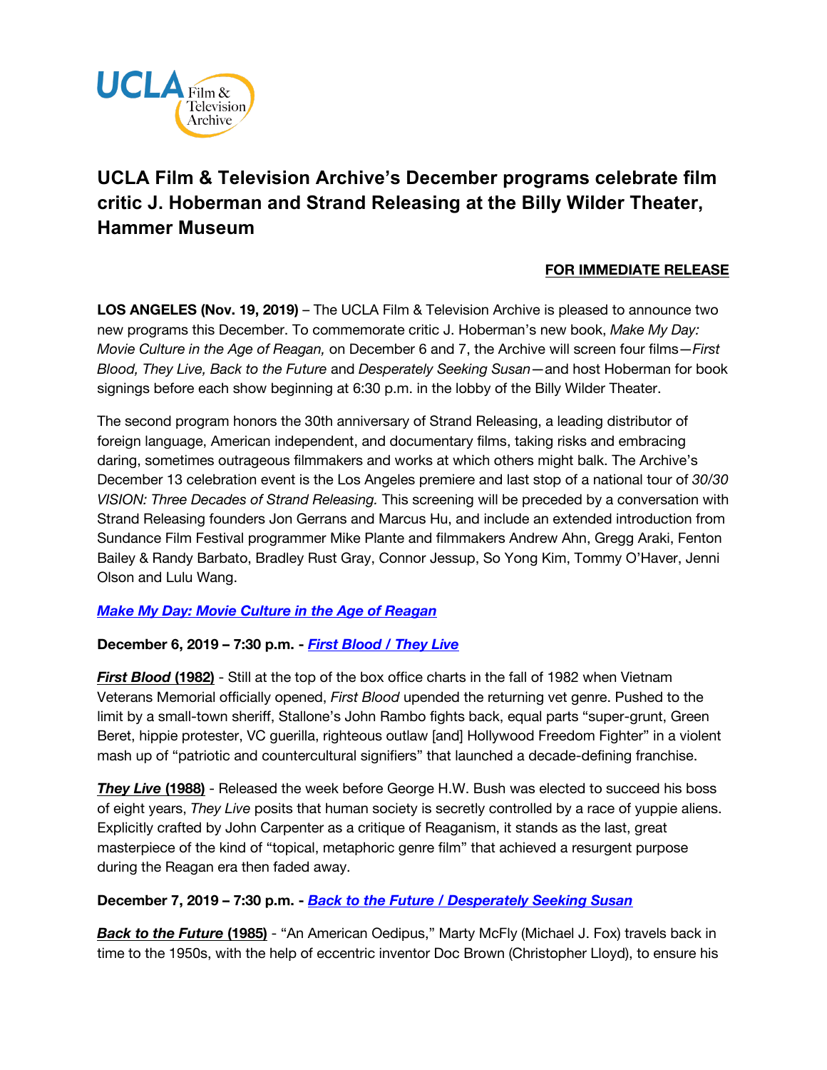UCLA Film & Television Archive

# UCLA Film & Television Archive's December programs celebrate film critic J. Hoberman and Strand Releasing at the Billy Wilder Theater, Hammer Museum

**FOR IMMEDIATE RELEASE**

**LOS ANGELES (Nov. 19, 2019)** – The UCLA Film & Television Archive is pleased to announce two new programs this December. To commemorate critic J. Hoberman's new book, *Make My Day: Movie Culture in the Age of Reagan,* on December 6 and 7, the Archive will screen four films—*First Blood, They Live, Back to the Future* and *Desperately Seeking Susan*—and host Hoberman for book signings before each show beginning at 6:30 p.m. in the lobby of the Billy Wilder Theater.

The second program honors the 30th anniversary of Strand Releasing, a leading distributor of foreign language, American independent, and documentary films, taking risks and embracing daring, sometimes outrageous filmmakers and works at which others might balk. The Archive's December 13 celebration event is the Los Angeles premiere and last stop of a national tour of *30/30 VISION: Three Decades of Strand Releasing.* This screening will be preceded by a conversation with Strand Releasing founders Jon Gerrans and Marcus Hu, and include an extended introduction from Sundance Film Festival programmer Mike Plante and filmmakers Andrew Ahn, Gregg Araki, Fenton Bailey & Randy Barbato, Bradley Rust Gray, Connor Jessup, So Yong Kim, Tommy O'Haver, Jenni Olson and Lulu Wang.

***Make My Day: Movie Culture in the Age of Reagan***

**December 6, 2019 – 7:30 p.m. - *First Blood / They Live***

***First Blood* (1982)** - Still at the top of the box office charts in the fall of 1982 when Vietnam Veterans Memorial officially opened, *First Blood* upended the returning vet genre. Pushed to the limit by a small-town sheriff, Stallone's John Rambo fights back, equal parts "super-grunt, Green Beret, hippie protester, VC guerilla, righteous outlaw [and] Hollywood Freedom Fighter" in a violent mash up of "patriotic and countercultural signifiers" that launched a decade-defining franchise.

***They Live* (1988)** - Released the week before George H.W. Bush was elected to succeed his boss of eight years, *They Live* posits that human society is secretly controlled by a race of yuppie aliens. Explicitly crafted by John Carpenter as a critique of Reaganism, it stands as the last, great masterpiece of the kind of "topical, metaphoric genre film" that achieved a resurgent purpose during the Reagan era then faded away.

**December 7, 2019 – 7:30 p.m. - *Back to the Future / Desperately Seeking Susan***

***Back to the Future* (1985)** - "An American Oedipus," Marty McFly (Michael J. Fox) travels back in time to the 1950s, with the help of eccentric inventor Doc Brown (Christopher Lloyd), to ensure his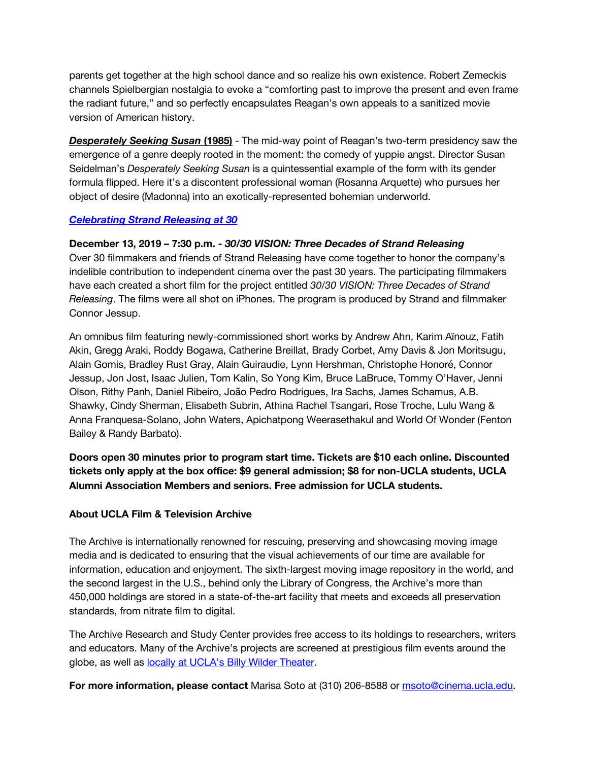parents get together at the high school dance and so realize his own existence. Robert Zemeckis channels Spielbergian nostalgia to evoke a "comforting past to improve the present and even frame the radiant future," and so perfectly encapsulates Reagan's own appeals to a sanitized movie version of American history.

***Desperately Seeking Susan* (1985)** - The mid-way point of Reagan's two-term presidency saw the emergence of a genre deeply rooted in the moment: the comedy of yuppie angst. Director Susan Seidelman's *Desperately Seeking Susan* is a quintessential example of the form with its gender formula flipped. Here it's a discontent professional woman (Rosanna Arquette) who pursues her object of desire (Madonna) into an exotically-represented bohemian underworld.

***Celebrating Strand Releasing at 30***

**December 13, 2019 – 7:30 p.m. - *30/30 VISION: Three Decades of Strand Releasing***
Over 30 filmmakers and friends of Strand Releasing have come together to honor the company's indelible contribution to independent cinema over the past 30 years. The participating filmmakers have each created a short film for the project entitled *30/30 VISION: Three Decades of Strand Releasing*. The films were all shot on iPhones. The program is produced by Strand and filmmaker Connor Jessup.

An omnibus film featuring newly-commissioned short works by Andrew Ahn, Karim Aïnouz, Fatih Akin, Gregg Araki, Roddy Bogawa, Catherine Breillat, Brady Corbet, Amy Davis & Jon Moritsugu, Alain Gomis, Bradley Rust Gray, Alain Guiraudie, Lynn Hershman, Christophe Honoré, Connor Jessup, Jon Jost, Isaac Julien, Tom Kalin, So Yong Kim, Bruce LaBruce, Tommy O'Haver, Jenni Olson, Rithy Panh, Daniel Ribeiro, João Pedro Rodrigues, Ira Sachs, James Schamus, A.B. Shawky, Cindy Sherman, Elisabeth Subrin, Athina Rachel Tsangari, Rose Troche, Lulu Wang & Anna Franquesa-Solano, John Waters, Apichatpong Weerasethakul and World Of Wonder (Fenton Bailey & Randy Barbato).

**Doors open 30 minutes prior to program start time. Tickets are $10 each online. Discounted tickets only apply at the box office: $9 general admission; $8 for non-UCLA students, UCLA Alumni Association Members and seniors. Free admission for UCLA students.**

**About UCLA Film & Television Archive**

The Archive is internationally renowned for rescuing, preserving and showcasing moving image media and is dedicated to ensuring that the visual achievements of our time are available for information, education and enjoyment. The sixth-largest moving image repository in the world, and the second largest in the U.S., behind only the Library of Congress, the Archive's more than 450,000 holdings are stored in a state-of-the-art facility that meets and exceeds all preservation standards, from nitrate film to digital.

The Archive Research and Study Center provides free access to its holdings to researchers, writers and educators. Many of the Archive's projects are screened at prestigious film events around the globe, as well as locally at UCLA's Billy Wilder Theater.

**For more information, please contact** Marisa Soto at (310) 206-8588 or msoto@cinema.ucla.edu.